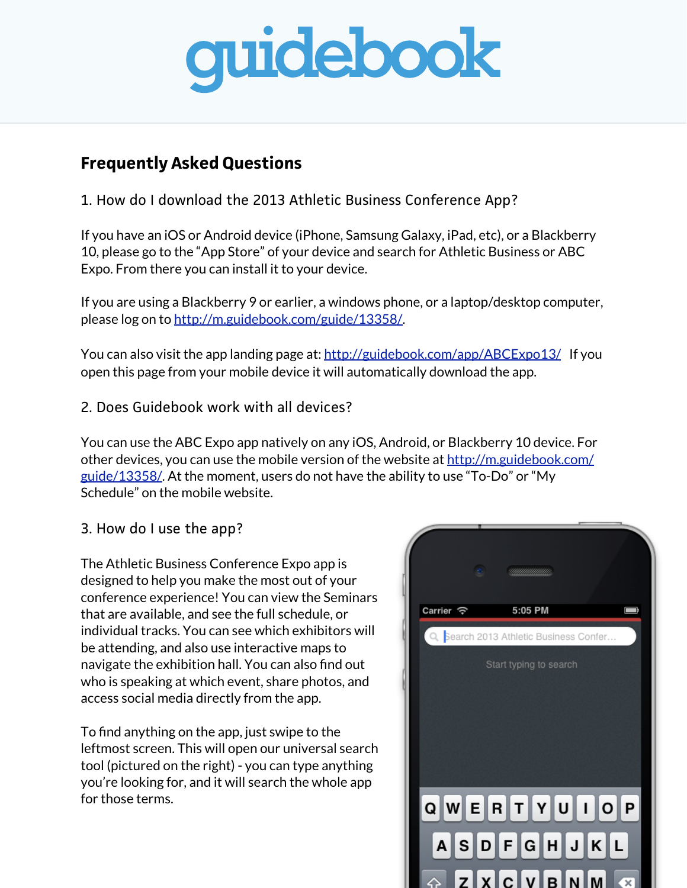# guidebook

## Frequently Asked Questions

### 1. How do I download the 2013 Athletic Business Conference App?

If you have an iOS or Android device (iPhone, Samsung Galaxy, iPad, etc), or a Blackberry 10, please go to the "App Store" of your device and search for Athletic Business or ABC Expo. From there you can install it to your device.

If you are using a Blackberry 9 or earlier, a windows phone, or a laptop/desktop computer, please log on to http://m.guidebook.com/guide/13358/.

You can also visit the app landing page at: http://guidebook.com/app/ABCExpo13/ If you open this page from your mobile device it will automatically download the app.

### 2. Does Guidebook work with all devices?

You can use the ABC Expo app natively on any iOS, Android, or Blackberry 10 device. For other devices, you can use the mobile version of the website at http://m.guidebook.com/guide/13358/. At the moment, users do not have the ability to use "To-Do" or "My Schedule" on the mobile website.

### 3. How do I use the app?

The Athletic Business Conference Expo app is designed to help you make the most out of your conference experience! You can view the Seminars that are available, and see the full schedule, or individual tracks. You can see which exhibitors will be attending, and also use interactive maps to navigate the exhibition hall. You can also find out who is speaking at which event, share photos, and access social media directly from the app.

To find anything on the app, just swipe to the leftmost screen. This will open our universal search tool (pictured on the right) - you can type anything you're looking for, and it will search the whole app for those terms.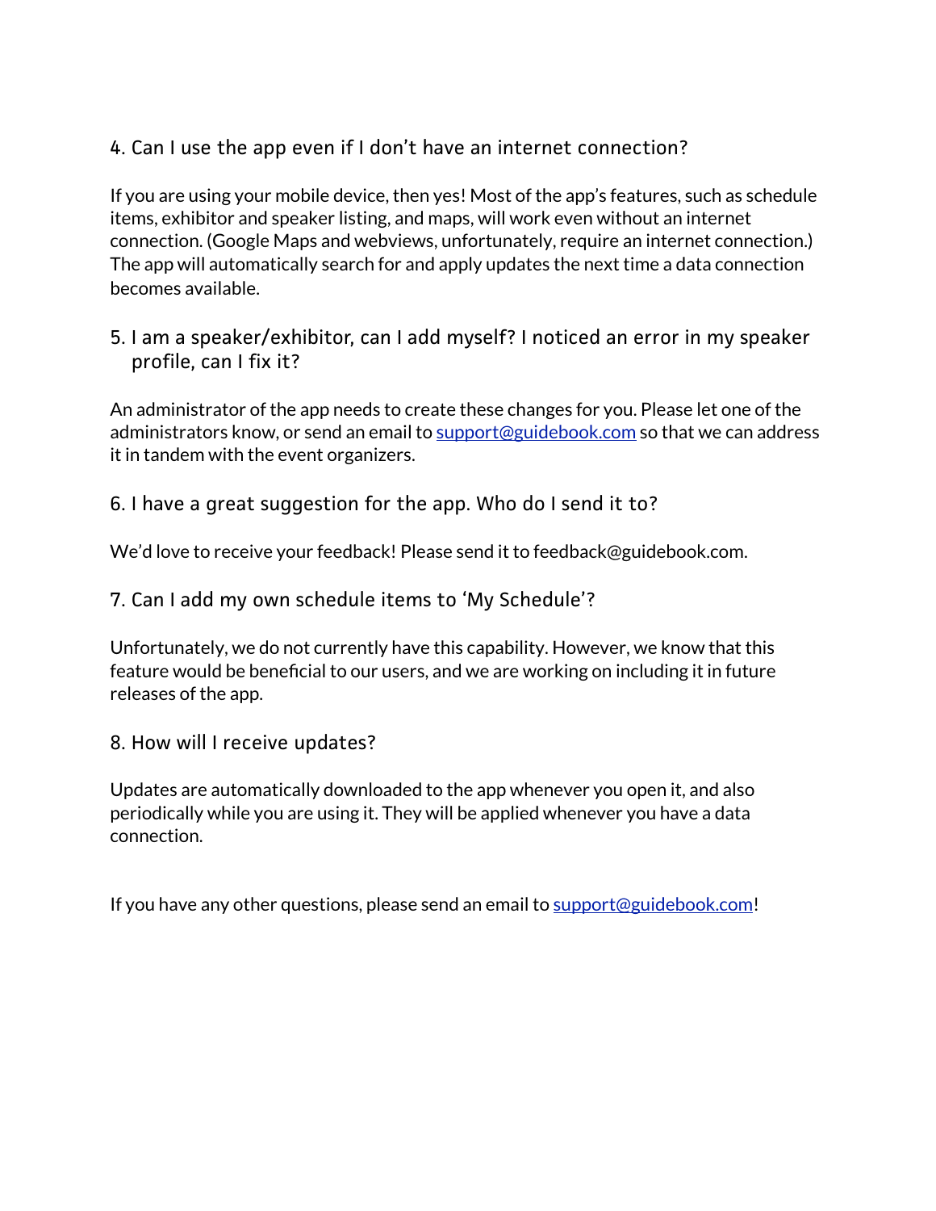## 4. Can I use the app even if I don't have an internet connection?

If you are using your mobile device, then yes! Most of the app's features, such as schedule items, exhibitor and speaker listing, and maps, will work even without an internet connection. (Google Maps and webviews, unfortunately, require an internet connection.) The app will automatically search for and apply updates the next time a data connection becomes available.

## 5. I am a speaker/exhibitor, can I add myself? I noticed an error in my speaker profile, can I fix it?

An administrator of the app needs to create these changes for you. Please let one of the administrators know, or send an email to [support@guidebook.com](mailto:support@guidebook.com) so that we can address it in tandem with the event organizers.

## 6. I have a great suggestion for the app. Who do I send it to?

We'd love to receive your feedback! Please send it to feedback@guidebook.com.

## 7. Can I add my own schedule items to 'My Schedule'?

Unfortunately, we do not currently have this capability. However, we know that this feature would be beneficial to our users, and we are working on including it in future releases of the app.

## 8. How will I receive updates?

Updates are automatically downloaded to the app whenever you open it, and also periodically while you are using it. They will be applied whenever you have a data connection.

If you have any other questions, please send an email to [support@guidebook.com](mailto:support@guidebook.com)!